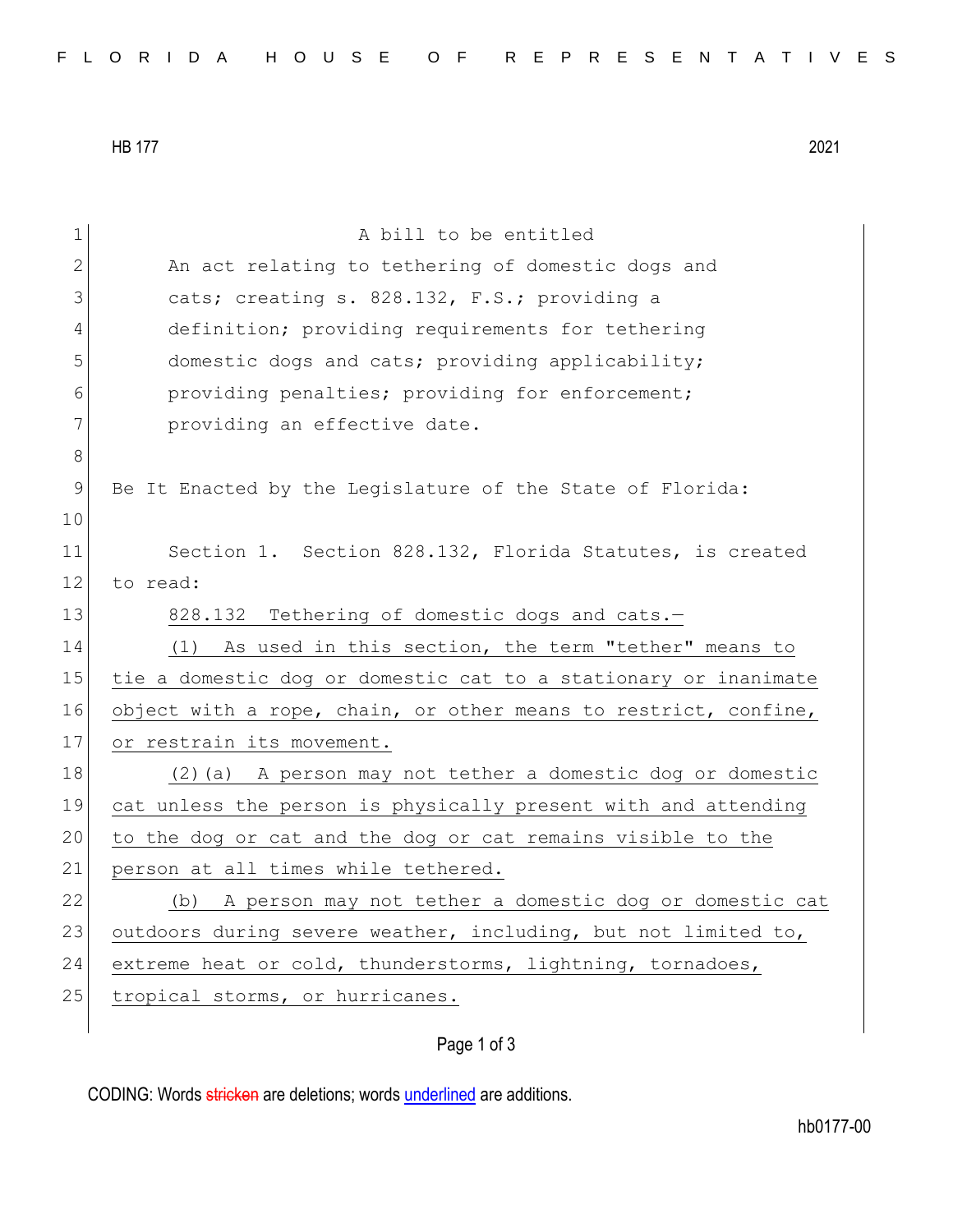HB 177 2021

A bill to be entitled

An act relating to tethering of domestic dogs and cats; creating s. 828.132, F.S.; providing a definition; providing requirements for tethering domestic dogs and cats; providing applicability; providing penalties; providing for enforcement; providing an effective date.

Be It Enacted by the Legislature of the State of Florida:

Section 1. Section 828.132, Florida Statutes, is created to read:

828.132 Tethering of domestic dogs and cats.—

(1) As used in this section, the term "tether" means to tie a domestic dog or domestic cat to a stationary or inanimate object with a rope, chain, or other means to restrict, confine, or restrain its movement.

(2)(a) A person may not tether a domestic dog or domestic cat unless the person is physically present with and attending to the dog or cat and the dog or cat remains visible to the person at all times while tethered.

(b) A person may not tether a domestic dog or domestic cat outdoors during severe weather, including, but not limited to, extreme heat or cold, thunderstorms, lightning, tornadoes, tropical storms, or hurricanes.

CODING: Words stricken are deletions; words underlined are additions.

hb0177-00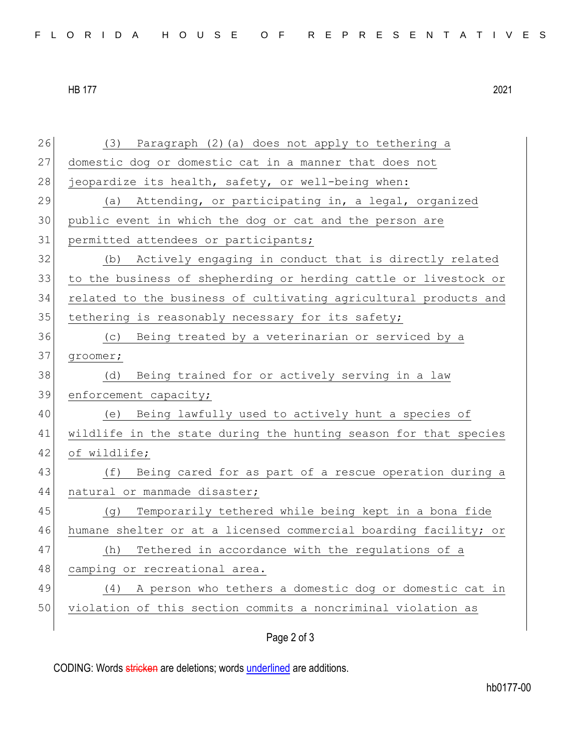(3) Paragraph (2)(a) does not apply to tethering a domestic dog or domestic cat in a manner that does not jeopardize its health, safety, or well-being when:

(a) Attending, or participating in, a legal, organized public event in which the dog or cat and the person are permitted attendees or participants;

(b) Actively engaging in conduct that is directly related to the business of shepherding or herding cattle or livestock or related to the business of cultivating agricultural products and tethering is reasonably necessary for its safety;

(c) Being treated by a veterinarian or serviced by a groomer;

(d) Being trained for or actively serving in a law enforcement capacity;

(e) Being lawfully used to actively hunt a species of wildlife in the state during the hunting season for that species of wildlife;

(f) Being cared for as part of a rescue operation during a natural or manmade disaster;

(g) Temporarily tethered while being kept in a bona fide humane shelter or at a licensed commercial boarding facility; or

(h) Tethered in accordance with the regulations of a camping or recreational area.

(4) A person who tethers a domestic dog or domestic cat in violation of this section commits a noncriminal violation as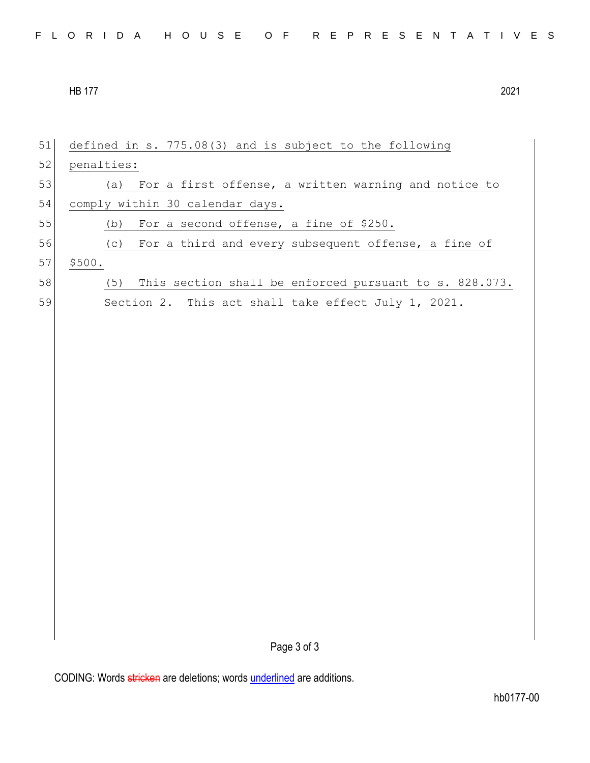defined in s. 775.08(3) and is subject to the following penalties:

(a) For a first offense, a written warning and notice to comply within 30 calendar days.

(b) For a second offense, a fine of $250.

(c) For a third and every subsequent offense, a fine of $500.

(5) This section shall be enforced pursuant to s. 828.073.

Section 2. This act shall take effect July 1, 2021.